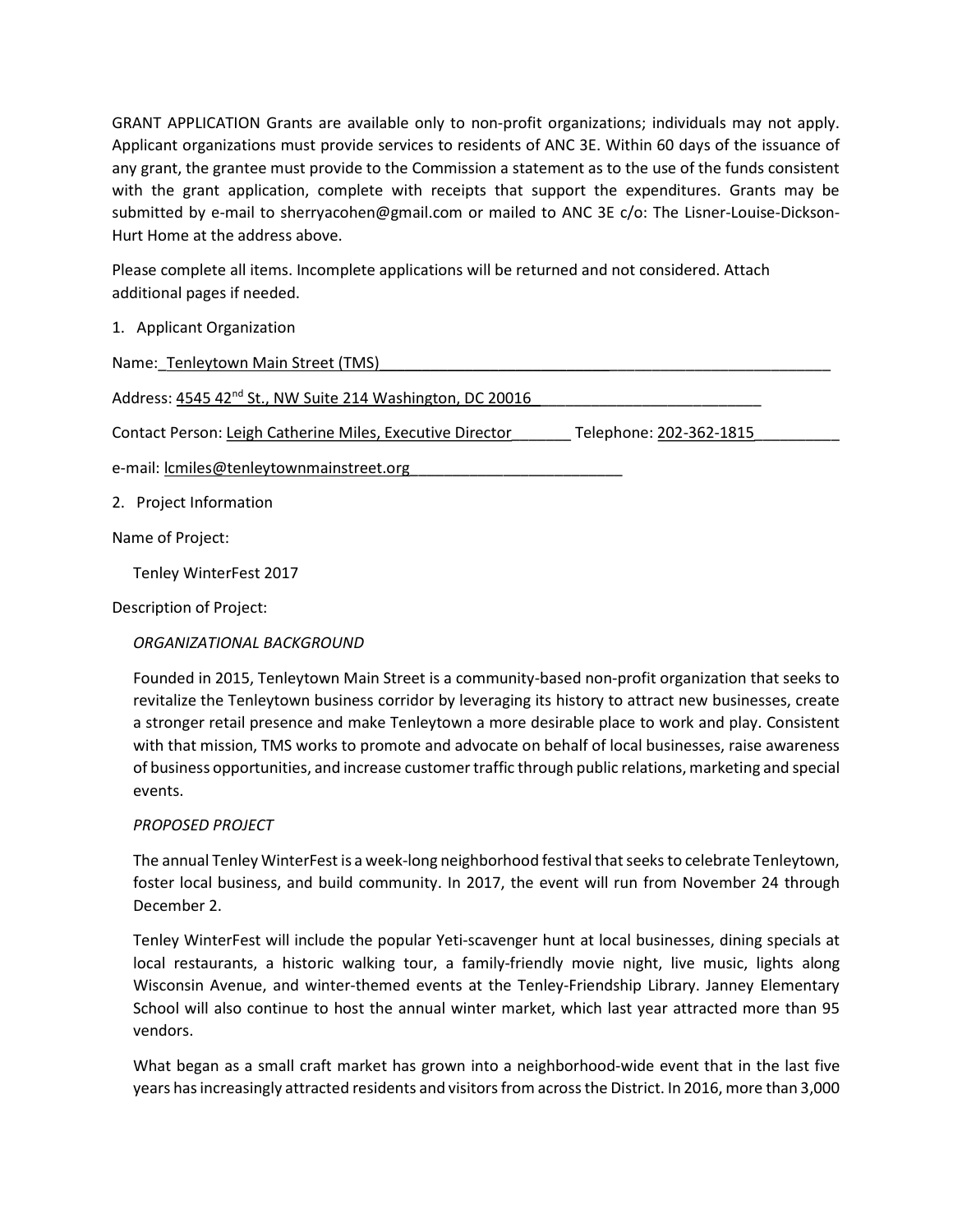GRANT APPLICATION Grants are available only to non-profit organizations; individuals may not apply. Applicant organizations must provide services to residents of ANC 3E. Within 60 days of the issuance of any grant, the grantee must provide to the Commission a statement as to the use of the funds consistent with the grant application, complete with receipts that support the expenditures. Grants may be submitted by e-mail to sherryacohen@gmail.com or mailed to ANC 3E c/o: The Lisner-Louise-Dickson-Hurt Home at the address above.

Please complete all items. Incomplete applications will be returned and not considered. Attach additional pages if needed.

1. Applicant Organization

Name: Tenleytown Main Street (TMS)

Address: 4545 42nd St., NW Suite 214 Washington, DC 20016

Contact Person: Leigh Catherine Miles, Executive Director Telephone: 202-362-1815

e-mail: lcmiles@tenleytownmainstreet.org

2. Project Information

Name of Project:

Tenley WinterFest 2017

Description of Project:

*ORGANIZATIONAL BACKGROUND*

Founded in 2015, Tenleytown Main Street is a community-based non-profit organization that seeks to revitalize the Tenleytown business corridor by leveraging its history to attract new businesses, create a stronger retail presence and make Tenleytown a more desirable place to work and play. Consistent with that mission, TMS works to promote and advocate on behalf of local businesses, raise awareness of business opportunities, and increase customer traffic through public relations, marketing and special events.

*PROPOSED PROJECT*

The annual Tenley WinterFest is a week-long neighborhood festival that seeks to celebrate Tenleytown, foster local business, and build community. In 2017, the event will run from November 24 through December 2.

Tenley WinterFest will include the popular Yeti-scavenger hunt at local businesses, dining specials at local restaurants, a historic walking tour, a family-friendly movie night, live music, lights along Wisconsin Avenue, and winter-themed events at the Tenley-Friendship Library. Janney Elementary School will also continue to host the annual winter market, which last year attracted more than 95 vendors.

What began as a small craft market has grown into a neighborhood-wide event that in the last five years has increasingly attracted residents and visitors from across the District. In 2016, more than 3,000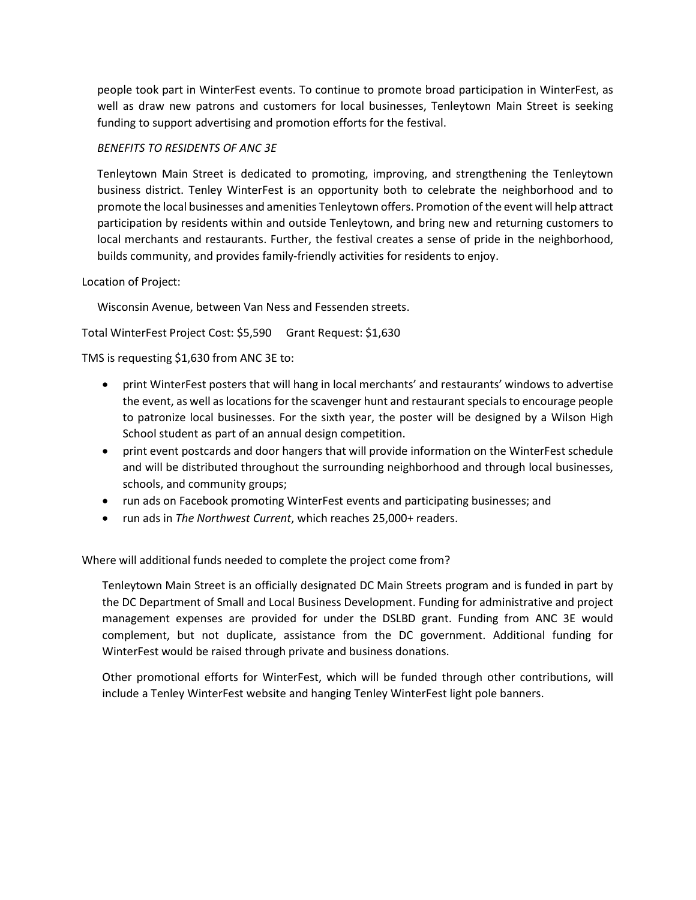people took part in WinterFest events. To continue to promote broad participation in WinterFest, as well as draw new patrons and customers for local businesses, Tenleytown Main Street is seeking funding to support advertising and promotion efforts for the festival.

*BENEFITS TO RESIDENTS OF ANC 3E*

Tenleytown Main Street is dedicated to promoting, improving, and strengthening the Tenleytown business district. Tenley WinterFest is an opportunity both to celebrate the neighborhood and to promote the local businesses and amenities Tenleytown offers. Promotion of the event will help attract participation by residents within and outside Tenleytown, and bring new and returning customers to local merchants and restaurants. Further, the festival creates a sense of pride in the neighborhood, builds community, and provides family-friendly activities for residents to enjoy.

Location of Project:

Wisconsin Avenue, between Van Ness and Fessenden streets.

Total WinterFest Project Cost: $5,590     Grant Request: $1,630

TMS is requesting $1,630 from ANC 3E to:

- print WinterFest posters that will hang in local merchants' and restaurants' windows to advertise the event, as well as locations for the scavenger hunt and restaurant specials to encourage people to patronize local businesses. For the sixth year, the poster will be designed by a Wilson High School student as part of an annual design competition.
- print event postcards and door hangers that will provide information on the WinterFest schedule and will be distributed throughout the surrounding neighborhood and through local businesses, schools, and community groups;
- run ads on Facebook promoting WinterFest events and participating businesses; and
- run ads in *The Northwest Current*, which reaches 25,000+ readers.

Where will additional funds needed to complete the project come from?

Tenleytown Main Street is an officially designated DC Main Streets program and is funded in part by the DC Department of Small and Local Business Development. Funding for administrative and project management expenses are provided for under the DSLBD grant. Funding from ANC 3E would complement, but not duplicate, assistance from the DC government. Additional funding for WinterFest would be raised through private and business donations.

Other promotional efforts for WinterFest, which will be funded through other contributions, will include a Tenley WinterFest website and hanging Tenley WinterFest light pole banners.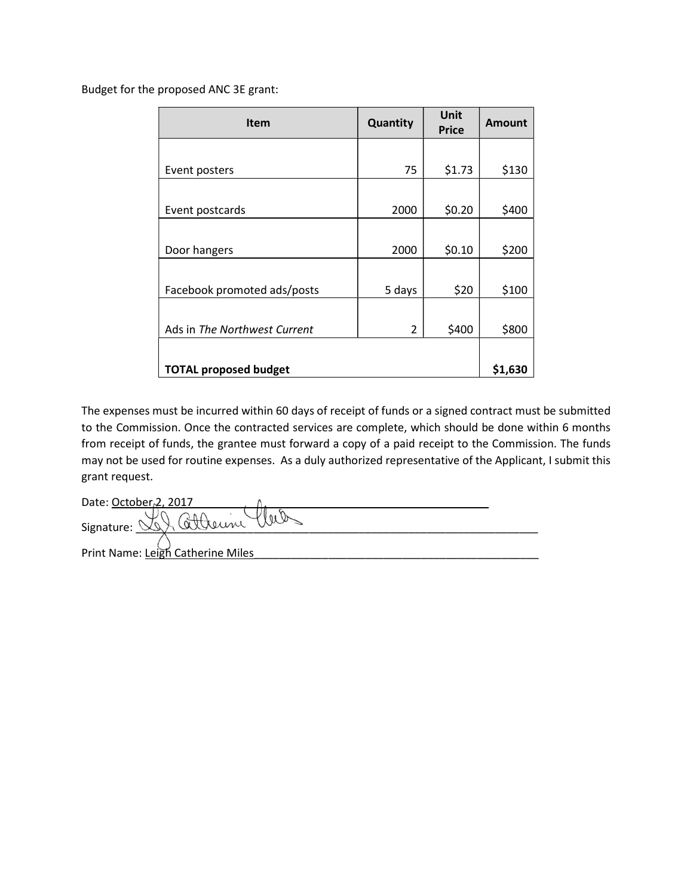Budget for the proposed ANC 3E grant:

| Item | Quantity | Unit Price | Amount |
|---|---|---|---|
| Event posters | 75 | $1.73 | $130 |
| Event postcards | 2000 | $0.20 | $400 |
| Door hangers | 2000 | $0.10 | $200 |
| Facebook promoted ads/posts | 5 days | $20 | $100 |
| Ads in *The Northwest Current* | 2 | $400 | $800 |
| **TOTAL proposed budget** | | | **$1,630** |

The expenses must be incurred within 60 days of receipt of funds or a signed contract must be submitted to the Commission. Once the contracted services are complete, which should be done within 6 months from receipt of funds, the grantee must forward a copy of a paid receipt to the Commission. The funds may not be used for routine expenses. As a duly authorized representative of the Applicant, I submit this grant request.

Date: October 2, 2017

Signature: Leigh Catherine Miles

Print Name: Leigh Catherine Miles